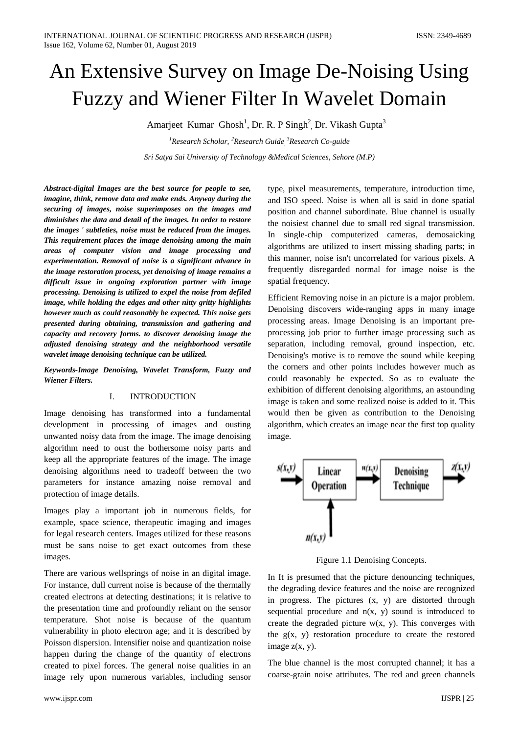# An Extensive Survey on Image De-Noising Using Fuzzy and Wiener Filter In Wavelet Domain

Amarjeet Kumar Ghosh[1], Dr. R. P Singh[2], Dr. Vikash Gupta[3]

[1]Research Scholar, [2]Research Guide, [3]Research Co-guide

Sri Satya Sai University of Technology &Medical Sciences, Sehore (M.P)

***Abstract-digital Images are the best source for people to see, imagine, think, remove data and make ends. Anyway during the securing of images, noise superimposes on the images and diminishes the data and detail of the images. In order to restore the images ' subtleties, noise must be reduced from the images. This requirement places the image denoising among the main areas of computer vision and image processing and experimentation. Removal of noise is a significant advance in the image restoration process, yet denoising of image remains a difficult issue in ongoing exploration partner with image processing. Denoising is utilized to expel the noise from defiled image, while holding the edges and other nitty gritty highlights however much as could reasonably be expected. This noise gets presented during obtaining, transmission and gathering and capacity and recovery forms. to discover denoising image the adjusted denoising strategy and the neighborhood versatile wavelet image denoising technique can be utilized.***

***Keywords-Image Denoising, Wavelet Transform, Fuzzy and Wiener Filters.***

## I. INTRODUCTION

Image denoising has transformed into a fundamental development in processing of images and ousting unwanted noisy data from the image. The image denoising algorithm need to oust the bothersome noisy parts and keep all the appropriate features of the image. The image denoising algorithms need to tradeoff between the two parameters for instance amazing noise removal and protection of image details.

Images play a important job in numerous fields, for example, space science, therapeutic imaging and images for legal research centers. Images utilized for these reasons must be sans noise to get exact outcomes from these images.

There are various wellsprings of noise in an digital image. For instance, dull current noise is because of the thermally created electrons at detecting destinations; it is relative to the presentation time and profoundly reliant on the sensor temperature. Shot noise is because of the quantum vulnerability in photo electron age; and it is described by Poisson dispersion. Intensifier noise and quantization noise happen during the change of the quantity of electrons created to pixel forces. The general noise qualities in an image rely upon numerous variables, including sensor type, pixel measurements, temperature, introduction time, and ISO speed. Noise is when all is said in done spatial position and channel subordinate. Blue channel is usually the noisiest channel due to small red signal transmission. In single-chip computerized cameras, demosaicking algorithms are utilized to insert missing shading parts; in this manner, noise isn't uncorrelated for various pixels. A frequently disregarded normal for image noise is the spatial frequency.

Efficient Removing noise in an picture is a major problem. Denoising discovers wide-ranging apps in many image processing areas. Image Denoising is an important pre-processing job prior to further image processing such as separation, including removal, ground inspection, etc. Denoising's motive is to remove the sound while keeping the corners and other points includes however much as could reasonably be expected. So as to evaluate the exhibition of different denoising algorithms, an astounding image is taken and some realized noise is added to it. This would then be given as contribution to the Denoising algorithm, which creates an image near the first top quality image.

$s(x,y)$ → Linear Operation → $n(x,y)$ → Denoising Technique → $z(x,y)$; $n(x,y)$ ↑ (into Linear Operation)

Figure 1.1 Denoising Concepts.

In It is presumed that the picture denouncing techniques, the degrading device features and the noise are recognized in progress. The pictures (x, y) are distorted through sequential procedure and n(x, y) sound is introduced to create the degraded picture w(x, y). This converges with the g(x, y) restoration procedure to create the restored image z(x, y).

The blue channel is the most corrupted channel; it has a coarse-grain noise attributes. The red and green channels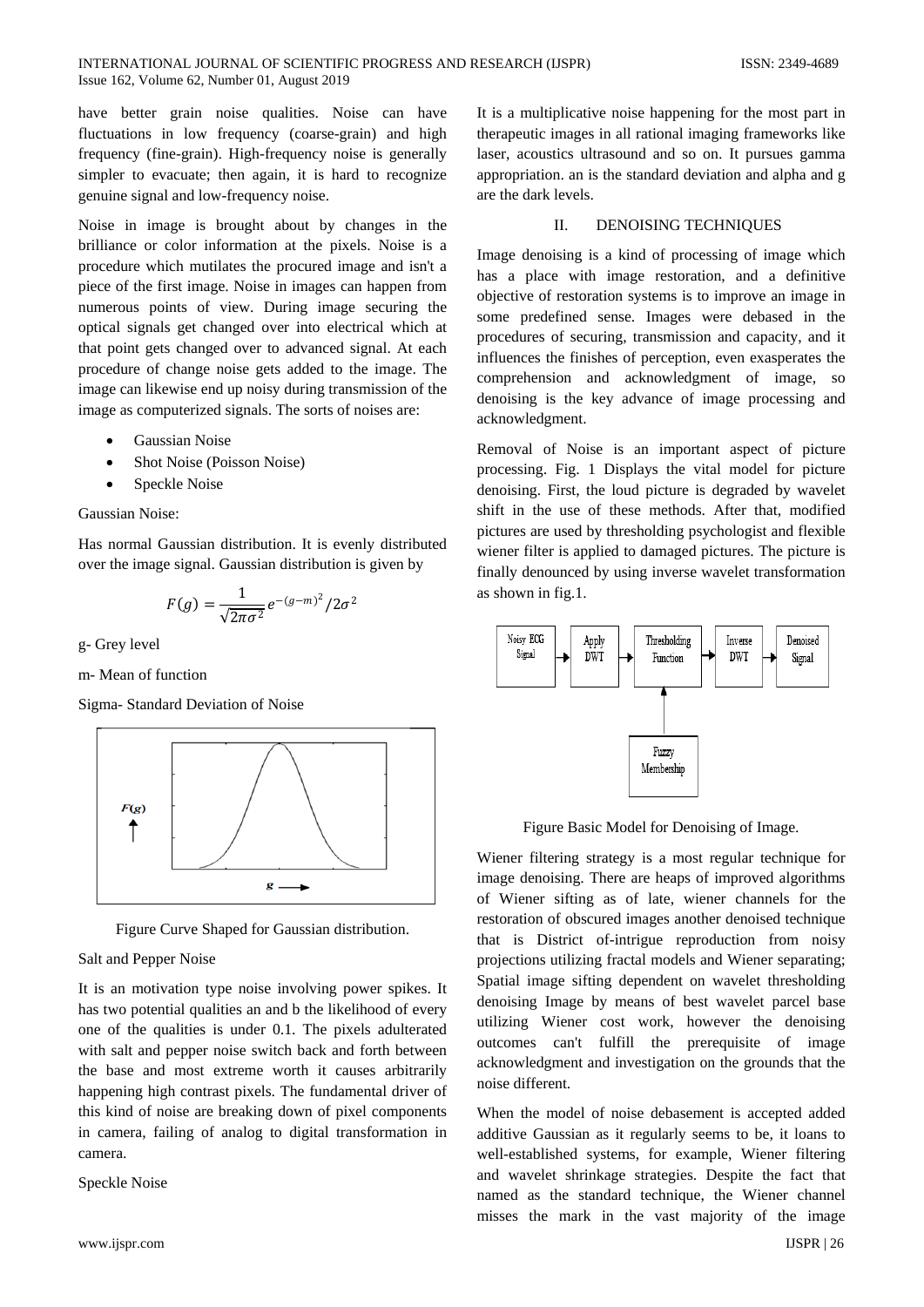have better grain noise qualities. Noise can have fluctuations in low frequency (coarse-grain) and high frequency (fine-grain). High-frequency noise is generally simpler to evacuate; then again, it is hard to recognize genuine signal and low-frequency noise.

Noise in image is brought about by changes in the brilliance or color information at the pixels. Noise is a procedure which mutilates the procured image and isn't a piece of the first image. Noise in images can happen from numerous points of view. During image securing the optical signals get changed over into electrical which at that point gets changed over to advanced signal. At each procedure of change noise gets added to the image. The image can likewise end up noisy during transmission of the image as computerized signals. The sorts of noises are:

- Gaussian Noise
- Shot Noise (Poisson Noise)
- Speckle Noise

Gaussian Noise:

Has normal Gaussian distribution. It is evenly distributed over the image signal. Gaussian distribution is given by

$$F(g) = \frac{1}{\sqrt{2\pi\sigma^2}} e^{-(g-m)^2}/2\sigma^2$$

g- Grey level

m- Mean of function

Sigma- Standard Deviation of Noise

Figure Curve Shaped for Gaussian distribution.

Salt and Pepper Noise

It is an motivation type noise involving power spikes. It has two potential qualities an and b the likelihood of every one of the qualities is under 0.1. The pixels adulterated with salt and pepper noise switch back and forth between the base and most extreme worth it causes arbitrarily happening high contrast pixels. The fundamental driver of this kind of noise are breaking down of pixel components in camera, failing of analog to digital transformation in camera.

Speckle Noise

It is a multiplicative noise happening for the most part in therapeutic images in all rational imaging frameworks like laser, acoustics ultrasound and so on. It pursues gamma appropriation. an is the standard deviation and alpha and g are the dark levels.

## II. DENOISING TECHNIQUES

Image denoising is a kind of processing of image which has a place with image restoration, and a definitive objective of restoration systems is to improve an image in some predefined sense. Images were debased in the procedures of securing, transmission and capacity, and it influences the finishes of perception, even exasperates the comprehension and acknowledgment of image, so denoising is the key advance of image processing and acknowledgment.

Removal of Noise is an important aspect of picture processing. Fig. 1 Displays the vital model for picture denoising. First, the loud picture is degraded by wavelet shift in the use of these methods. After that, modified pictures are used by thresholding psychologist and flexible wiener filter is applied to damaged pictures. The picture is finally denounced by using inverse wavelet transformation as shown in fig.1.

Noisy ECG Signal → Apply DWT → Thresholding Function → Inverse DWT → Denoised Signal

Fuzzy Membership → Thresholding Function

Figure Basic Model for Denoising of Image.

Wiener filtering strategy is a most regular technique for image denoising. There are heaps of improved algorithms of Wiener sifting as of late, wiener channels for the restoration of obscured images another denoised technique that is District of-intrigue reproduction from noisy projections utilizing fractal models and Wiener separating; Spatial image sifting dependent on wavelet thresholding denoising Image by means of best wavelet parcel base utilizing Wiener cost work, however the denoising outcomes can't fulfill the prerequisite of image acknowledgment and investigation on the grounds that the noise different.

When the model of noise debasement is accepted added additive Gaussian as it regularly seems to be, it loans to well-established systems, for example, Wiener filtering and wavelet shrinkage strategies. Despite the fact that named as the standard technique, the Wiener channel misses the mark in the vast majority of the image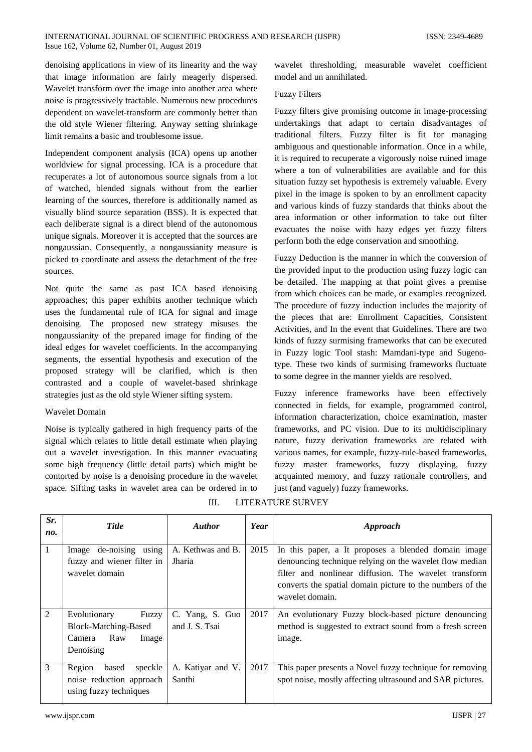denoising applications in view of its linearity and the way that image information are fairly meagerly dispersed. Wavelet transform over the image into another area where noise is progressively tractable. Numerous new procedures dependent on wavelet-transform are commonly better than the old style Wiener filtering. Anyway setting shrinkage limit remains a basic and troublesome issue.

Independent component analysis (ICA) opens up another worldview for signal processing. ICA is a procedure that recuperates a lot of autonomous source signals from a lot of watched, blended signals without from the earlier learning of the sources, therefore is additionally named as visually blind source separation (BSS). It is expected that each deliberate signal is a direct blend of the autonomous unique signals. Moreover it is accepted that the sources are nongaussian. Consequently, a nongaussianity measure is picked to coordinate and assess the detachment of the free sources.

Not quite the same as past ICA based denoising approaches; this paper exhibits another technique which uses the fundamental rule of ICA for signal and image denoising. The proposed new strategy misuses the nongaussianity of the prepared image for finding of the ideal edges for wavelet coefficients. In the accompanying segments, the essential hypothesis and execution of the proposed strategy will be clarified, which is then contrasted and a couple of wavelet-based shrinkage strategies just as the old style Wiener sifting system.

### Wavelet Domain

Noise is typically gathered in high frequency parts of the signal which relates to little detail estimate when playing out a wavelet investigation. In this manner evacuating some high frequency (little detail parts) which might be contorted by noise is a denoising procedure in the wavelet space. Sifting tasks in wavelet area can be ordered in to wavelet thresholding, measurable wavelet coefficient model and un annihilated.

### Fuzzy Filters

Fuzzy filters give promising outcome in image-processing undertakings that adapt to certain disadvantages of traditional filters. Fuzzy filter is fit for managing ambiguous and questionable information. Once in a while, it is required to recuperate a vigorously noise ruined image where a ton of vulnerabilities are available and for this situation fuzzy set hypothesis is extremely valuable. Every pixel in the image is spoken to by an enrollment capacity and various kinds of fuzzy standards that thinks about the area information or other information to take out filter evacuates the noise with hazy edges yet fuzzy filters perform both the edge conservation and smoothing.

Fuzzy Deduction is the manner in which the conversion of the provided input to the production using fuzzy logic can be detailed. The mapping at that point gives a premise from which choices can be made, or examples recognized. The procedure of fuzzy induction includes the majority of the pieces that are: Enrollment Capacities, Consistent Activities, and In the event that Guidelines. There are two kinds of fuzzy surmising frameworks that can be executed in Fuzzy logic Tool stash: Mamdani-type and Sugeno-type. These two kinds of surmising frameworks fluctuate to some degree in the manner yields are resolved.

Fuzzy inference frameworks have been effectively connected in fields, for example, programmed control, information characterization, choice examination, master frameworks, and PC vision. Due to its multidisciplinary nature, fuzzy derivation frameworks are related with various names, for example, fuzzy-rule-based frameworks, fuzzy master frameworks, fuzzy displaying, fuzzy acquainted memory, and fuzzy rationale controllers, and just (and vaguely) fuzzy frameworks.

## III. LITERATURE SURVEY

| *Sr. no.* | *Title* | *Author* | *Year* | *Approach* |
|---|---|---|---|---|
| 1 | Image de-noising using fuzzy and wiener filter in wavelet domain | A. Kethwas and B. Jharia | 2015 | In this paper, a It proposes a blended domain image denouncing technique relying on the wavelet flow median filter and nonlinear diffusion. The wavelet transform converts the spatial domain picture to the numbers of the wavelet domain. |
| 2 | Evolutionary Fuzzy Block-Matching-Based Camera Raw Image Denoising | C. Yang, S. Guo and J. S. Tsai | 2017 | An evolutionary Fuzzy block-based picture denouncing method is suggested to extract sound from a fresh screen image. |
| 3 | Region based speckle noise reduction approach using fuzzy techniques | A. Katiyar and V. Santhi | 2017 | This paper presents a Novel fuzzy technique for removing spot noise, mostly affecting ultrasound and SAR pictures. |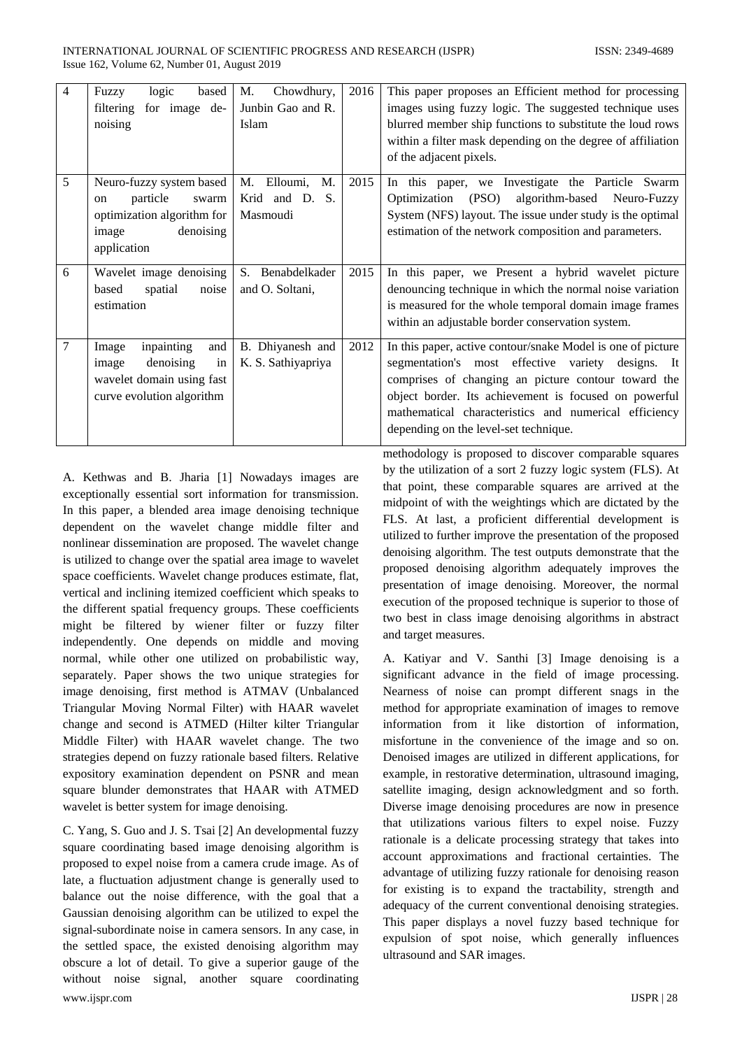| 4 | Fuzzy logic based filtering for image de-noising | M. Chowdhury, Junbin Gao and R. Islam | 2016 | This paper proposes an Efficient method for processing images using fuzzy logic. The suggested technique uses blurred member ship functions to substitute the loud rows within a filter mask depending on the degree of affiliation of the adjacent pixels. |
|---|---|---|---|---|
| 5 | Neuro-fuzzy system based on particle swarm optimization algorithm for image denoising application | M. Elloumi, M. Krid and D. S. Masmoudi | 2015 | In this paper, we Investigate the Particle Swarm Optimization (PSO) algorithm-based Neuro-Fuzzy System (NFS) layout. The issue under study is the optimal estimation of the network composition and parameters. |
| 6 | Wavelet image denoising based spatial noise estimation | S. Benabdelkader and O. Soltani, | 2015 | In this paper, we Present a hybrid wavelet picture denouncing technique in which the normal noise variation is measured for the whole temporal domain image frames within an adjustable border conservation system. |
| 7 | Image inpainting and image denoising in wavelet domain using fast curve evolution algorithm | B. Dhiyanesh and K. S. Sathiyapriya | 2012 | In this paper, active contour/snake Model is one of picture segmentation's most effective variety designs. It comprises of changing an picture contour toward the object border. Its achievement is focused on powerful mathematical characteristics and numerical efficiency depending on the level-set technique. |

A. Kethwas and B. Jharia [1] Nowadays images are exceptionally essential sort information for transmission. In this paper, a blended area image denoising technique dependent on the wavelet change middle filter and nonlinear dissemination are proposed. The wavelet change is utilized to change over the spatial area image to wavelet space coefficients. Wavelet change produces estimate, flat, vertical and inclining itemized coefficient which speaks to the different spatial frequency groups. These coefficients might be filtered by wiener filter or fuzzy filter independently. One depends on middle and moving normal, while other one utilized on probabilistic way, separately. Paper shows the two unique strategies for image denoising, first method is ATMAV (Unbalanced Triangular Moving Normal Filter) with HAAR wavelet change and second is ATMED (Hilter kilter Triangular Middle Filter) with HAAR wavelet change. The two strategies depend on fuzzy rationale based filters. Relative expository examination dependent on PSNR and mean square blunder demonstrates that HAAR with ATMED wavelet is better system for image denoising.

C. Yang, S. Guo and J. S. Tsai [2] An developmental fuzzy square coordinating based image denoising algorithm is proposed to expel noise from a camera crude image. As of late, a fluctuation adjustment change is generally used to balance out the noise difference, with the goal that a Gaussian denoising algorithm can be utilized to expel the signal-subordinate noise in camera sensors. In any case, in the settled space, the existed denoising algorithm may obscure a lot of detail. To give a superior gauge of the without noise signal, another square coordinating methodology is proposed to discover comparable squares by the utilization of a sort 2 fuzzy logic system (FLS). At that point, these comparable squares are arrived at the midpoint of with the weightings which are dictated by the FLS. At last, a proficient differential development is utilized to further improve the presentation of the proposed denoising algorithm. The test outputs demonstrate that the proposed denoising algorithm adequately improves the presentation of image denoising. Moreover, the normal execution of the proposed technique is superior to those of two best in class image denoising algorithms in abstract and target measures.

A. Katiyar and V. Santhi [3] Image denoising is a significant advance in the field of image processing. Nearness of noise can prompt different snags in the method for appropriate examination of images to remove information from it like distortion of information, misfortune in the convenience of the image and so on. Denoised images are utilized in different applications, for example, in restorative determination, ultrasound imaging, satellite imaging, design acknowledgment and so forth. Diverse image denoising procedures are now in presence that utilizations various filters to expel noise. Fuzzy rationale is a delicate processing strategy that takes into account approximations and fractional certainties. The advantage of utilizing fuzzy rationale for denoising reason for existing is to expand the tractability, strength and adequacy of the current conventional denoising strategies. This paper displays a novel fuzzy based technique for expulsion of spot noise, which generally influences ultrasound and SAR images.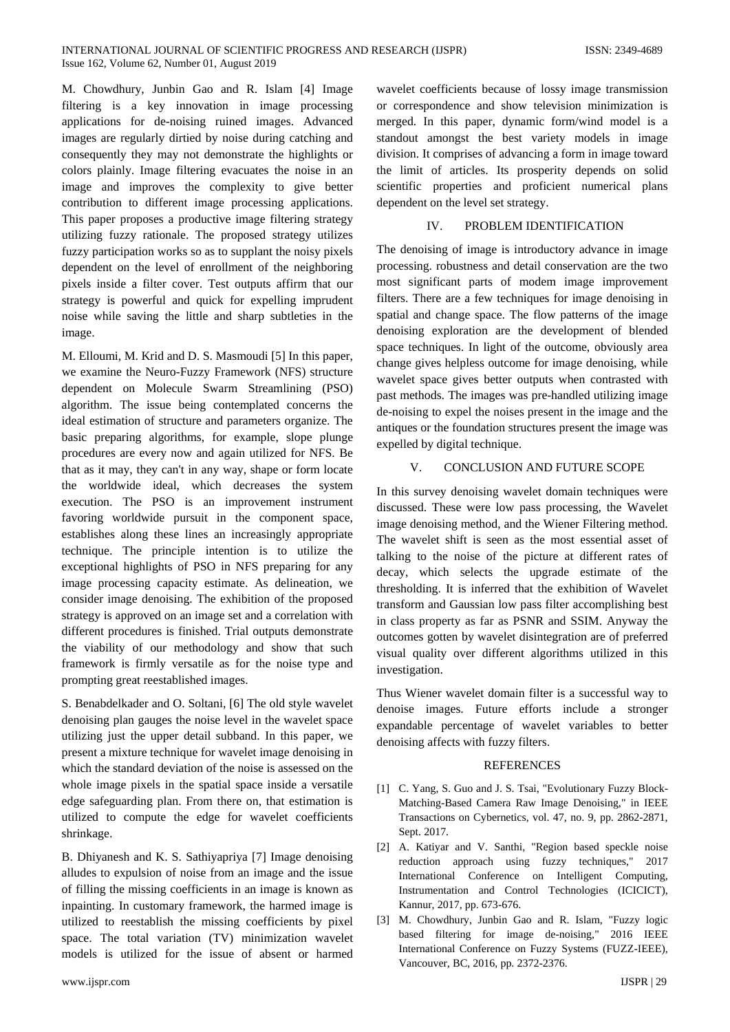M. Chowdhury, Junbin Gao and R. Islam [4] Image filtering is a key innovation in image processing applications for de-noising ruined images. Advanced images are regularly dirtied by noise during catching and consequently they may not demonstrate the highlights or colors plainly. Image filtering evacuates the noise in an image and improves the complexity to give better contribution to different image processing applications. This paper proposes a productive image filtering strategy utilizing fuzzy rationale. The proposed strategy utilizes fuzzy participation works so as to supplant the noisy pixels dependent on the level of enrollment of the neighboring pixels inside a filter cover. Test outputs affirm that our strategy is powerful and quick for expelling imprudent noise while saving the little and sharp subtleties in the image.

M. Elloumi, M. Krid and D. S. Masmoudi [5] In this paper, we examine the Neuro-Fuzzy Framework (NFS) structure dependent on Molecule Swarm Streamlining (PSO) algorithm. The issue being contemplated concerns the ideal estimation of structure and parameters organize. The basic preparing algorithms, for example, slope plunge procedures are every now and again utilized for NFS. Be that as it may, they can't in any way, shape or form locate the worldwide ideal, which decreases the system execution. The PSO is an improvement instrument favoring worldwide pursuit in the component space, establishes along these lines an increasingly appropriate technique. The principle intention is to utilize the exceptional highlights of PSO in NFS preparing for any image processing capacity estimate. As delineation, we consider image denoising. The exhibition of the proposed strategy is approved on an image set and a correlation with different procedures is finished. Trial outputs demonstrate the viability of our methodology and show that such framework is firmly versatile as for the noise type and prompting great reestablished images.

S. Benabdelkader and O. Soltani, [6] The old style wavelet denoising plan gauges the noise level in the wavelet space utilizing just the upper detail subband. In this paper, we present a mixture technique for wavelet image denoising in which the standard deviation of the noise is assessed on the whole image pixels in the spatial space inside a versatile edge safeguarding plan. From there on, that estimation is utilized to compute the edge for wavelet coefficients shrinkage.

B. Dhiyanesh and K. S. Sathiyapriya [7] Image denoising alludes to expulsion of noise from an image and the issue of filling the missing coefficients in an image is known as inpainting. In customary framework, the harmed image is utilized to reestablish the missing coefficients by pixel space. The total variation (TV) minimization wavelet models is utilized for the issue of absent or harmed wavelet coefficients because of lossy image transmission or correspondence and show television minimization is merged. In this paper, dynamic form/wind model is a standout amongst the best variety models in image division. It comprises of advancing a form in image toward the limit of articles. Its prosperity depends on solid scientific properties and proficient numerical plans dependent on the level set strategy.

## IV. PROBLEM IDENTIFICATION

The denoising of image is introductory advance in image processing. robustness and detail conservation are the two most significant parts of modem image improvement filters. There are a few techniques for image denoising in spatial and change space. The flow patterns of the image denoising exploration are the development of blended space techniques. In light of the outcome, obviously area change gives helpless outcome for image denoising, while wavelet space gives better outputs when contrasted with past methods. The images was pre-handled utilizing image de-noising to expel the noises present in the image and the antiques or the foundation structures present the image was expelled by digital technique.

## V. CONCLUSION AND FUTURE SCOPE

In this survey denoising wavelet domain techniques were discussed. These were low pass processing, the Wavelet image denoising method, and the Wiener Filtering method. The wavelet shift is seen as the most essential asset of talking to the noise of the picture at different rates of decay, which selects the upgrade estimate of the thresholding. It is inferred that the exhibition of Wavelet transform and Gaussian low pass filter accomplishing best in class property as far as PSNR and SSIM. Anyway the outcomes gotten by wavelet disintegration are of preferred visual quality over different algorithms utilized in this investigation.

Thus Wiener wavelet domain filter is a successful way to denoise images. Future efforts include a stronger expandable percentage of wavelet variables to better denoising affects with fuzzy filters.

## REFERENCES

[1] C. Yang, S. Guo and J. S. Tsai, "Evolutionary Fuzzy Block-Matching-Based Camera Raw Image Denoising," in IEEE Transactions on Cybernetics, vol. 47, no. 9, pp. 2862-2871, Sept. 2017.

[2] A. Katiyar and V. Santhi, "Region based speckle noise reduction approach using fuzzy techniques," 2017 International Conference on Intelligent Computing, Instrumentation and Control Technologies (ICICICT), Kannur, 2017, pp. 673-676.

[3] M. Chowdhury, Junbin Gao and R. Islam, "Fuzzy logic based filtering for image de-noising," 2016 IEEE International Conference on Fuzzy Systems (FUZZ-IEEE), Vancouver, BC, 2016, pp. 2372-2376.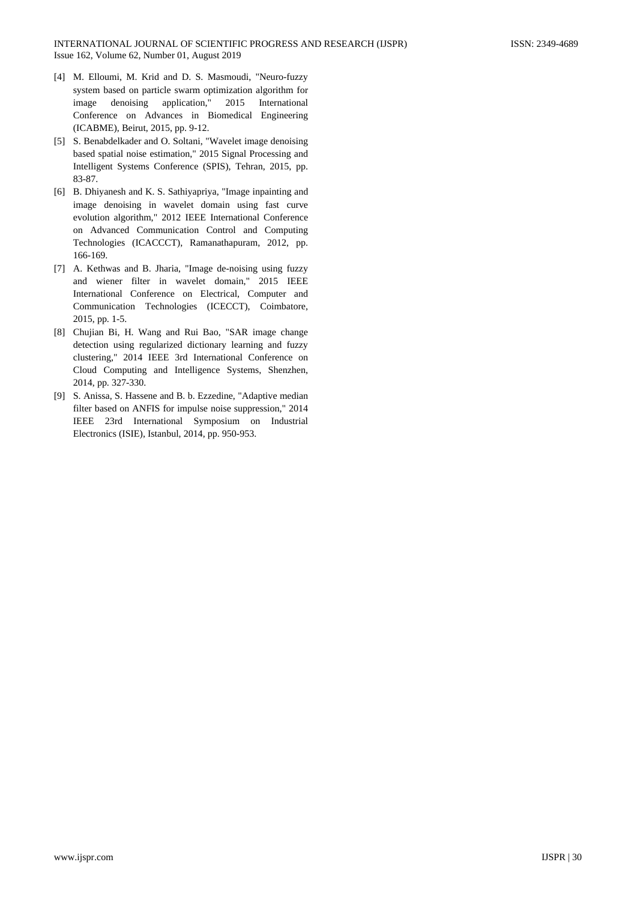[4] M. Elloumi, M. Krid and D. S. Masmoudi, "Neuro-fuzzy system based on particle swarm optimization algorithm for image denoising application," 2015 International Conference on Advances in Biomedical Engineering (ICABME), Beirut, 2015, pp. 9-12.

[5] S. Benabdelkader and O. Soltani, "Wavelet image denoising based spatial noise estimation," 2015 Signal Processing and Intelligent Systems Conference (SPIS), Tehran, 2015, pp. 83-87.

[6] B. Dhiyanesh and K. S. Sathiyapriya, "Image inpainting and image denoising in wavelet domain using fast curve evolution algorithm," 2012 IEEE International Conference on Advanced Communication Control and Computing Technologies (ICACCCT), Ramanathapuram, 2012, pp. 166-169.

[7] A. Kethwas and B. Jharia, "Image de-noising using fuzzy and wiener filter in wavelet domain," 2015 IEEE International Conference on Electrical, Computer and Communication Technologies (ICECCT), Coimbatore, 2015, pp. 1-5.

[8] Chujian Bi, H. Wang and Rui Bao, "SAR image change detection using regularized dictionary learning and fuzzy clustering," 2014 IEEE 3rd International Conference on Cloud Computing and Intelligence Systems, Shenzhen, 2014, pp. 327-330.

[9] S. Anissa, S. Hassene and B. b. Ezzedine, "Adaptive median filter based on ANFIS for impulse noise suppression," 2014 IEEE 23rd International Symposium on Industrial Electronics (ISIE), Istanbul, 2014, pp. 950-953.